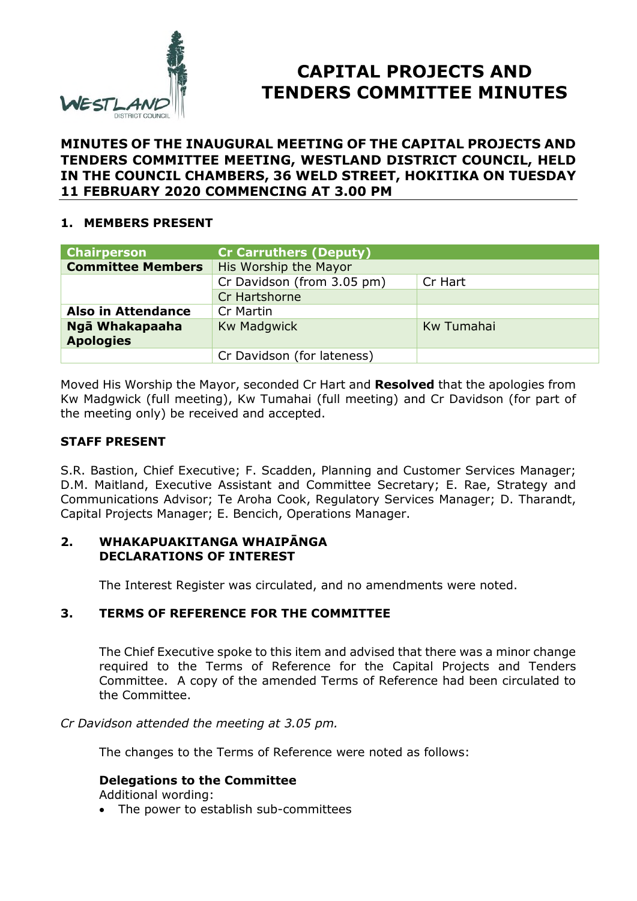# CAPITAL PROJECTS AND TENDERS COMMITTEE MINUTES

**MINUTES OF THE INAUGURAL MEETING OF THE CAPITAL PROJECTS AND TENDERS COMMITTEE MEETING, WESTLAND DISTRICT COUNCIL, HELD IN THE COUNCIL CHAMBERS, 36 WELD STREET, HOKITIKA ON TUESDAY 11 FEBRUARY 2020 COMMENCING AT 3.00 PM**

## 1. MEMBERS PRESENT

| Chairperson | Cr Carruthers (Deputy) | |
|---|---|---|
| **Committee Members** | His Worship the Mayor | |
| | Cr Davidson (from 3.05 pm) | Cr Hart |
| | Cr Hartshorne | |
| **Also in Attendance** | Cr Martin | |
| **Ngā Whakapaaha Apologies** | Kw Madgwick | Kw Tumahai |
| | Cr Davidson (for lateness) | |

Moved His Worship the Mayor, seconded Cr Hart and **Resolved** that the apologies from Kw Madgwick (full meeting), Kw Tumahai (full meeting) and Cr Davidson (for part of the meeting only) be received and accepted.

**STAFF PRESENT**

S.R. Bastion, Chief Executive; F. Scadden, Planning and Customer Services Manager; D.M. Maitland, Executive Assistant and Committee Secretary; E. Rae, Strategy and Communications Advisor; Te Aroha Cook, Regulatory Services Manager; D. Tharandt, Capital Projects Manager; E. Bencich, Operations Manager.

## 2. WHAKAPUAKITANGA WHAIPĀNGA DECLARATIONS OF INTEREST

The Interest Register was circulated, and no amendments were noted.

## 3. TERMS OF REFERENCE FOR THE COMMITTEE

The Chief Executive spoke to this item and advised that there was a minor change required to the Terms of Reference for the Capital Projects and Tenders Committee. A copy of the amended Terms of Reference had been circulated to the Committee.

*Cr Davidson attended the meeting at 3.05 pm.*

The changes to the Terms of Reference were noted as follows:

**Delegations to the Committee**
Additional wording:

- The power to establish sub-committees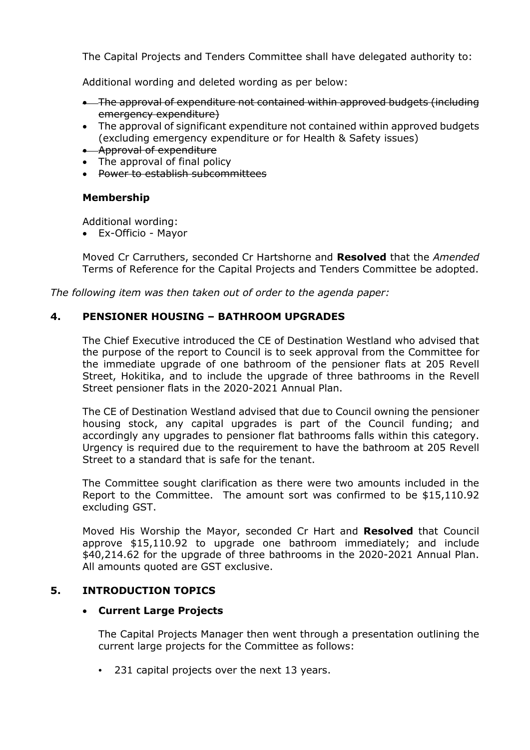The Capital Projects and Tenders Committee shall have delegated authority to:

Additional wording and deleted wording as per below:

- ~~The approval of expenditure not contained within approved budgets (including emergency expenditure)~~
- The approval of significant expenditure not contained within approved budgets (excluding emergency expenditure or for Health & Safety issues)
- ~~Approval of expenditure~~
- The approval of final policy
- ~~Power to establish subcommittees~~

**Membership**

Additional wording:

- Ex-Officio - Mayor

Moved Cr Carruthers, seconded Cr Hartshorne and **Resolved** that the *Amended* Terms of Reference for the Capital Projects and Tenders Committee be adopted.

*The following item was then taken out of order to the agenda paper:*

## 4. PENSIONER HOUSING – BATHROOM UPGRADES

The Chief Executive introduced the CE of Destination Westland who advised that the purpose of the report to Council is to seek approval from the Committee for the immediate upgrade of one bathroom of the pensioner flats at 205 Revell Street, Hokitika, and to include the upgrade of three bathrooms in the Revell Street pensioner flats in the 2020-2021 Annual Plan.

The CE of Destination Westland advised that due to Council owning the pensioner housing stock, any capital upgrades is part of the Council funding; and accordingly any upgrades to pensioner flat bathrooms falls within this category. Urgency is required due to the requirement to have the bathroom at 205 Revell Street to a standard that is safe for the tenant.

The Committee sought clarification as there were two amounts included in the Report to the Committee. The amount sort was confirmed to be $15,110.92 excluding GST.

Moved His Worship the Mayor, seconded Cr Hart and **Resolved** that Council approve $15,110.92 to upgrade one bathroom immediately; and include $40,214.62 for the upgrade of three bathrooms in the 2020-2021 Annual Plan. All amounts quoted are GST exclusive.

## 5. INTRODUCTION TOPICS

- **Current Large Projects**

  The Capital Projects Manager then went through a presentation outlining the current large projects for the Committee as follows:

  - 231 capital projects over the next 13 years.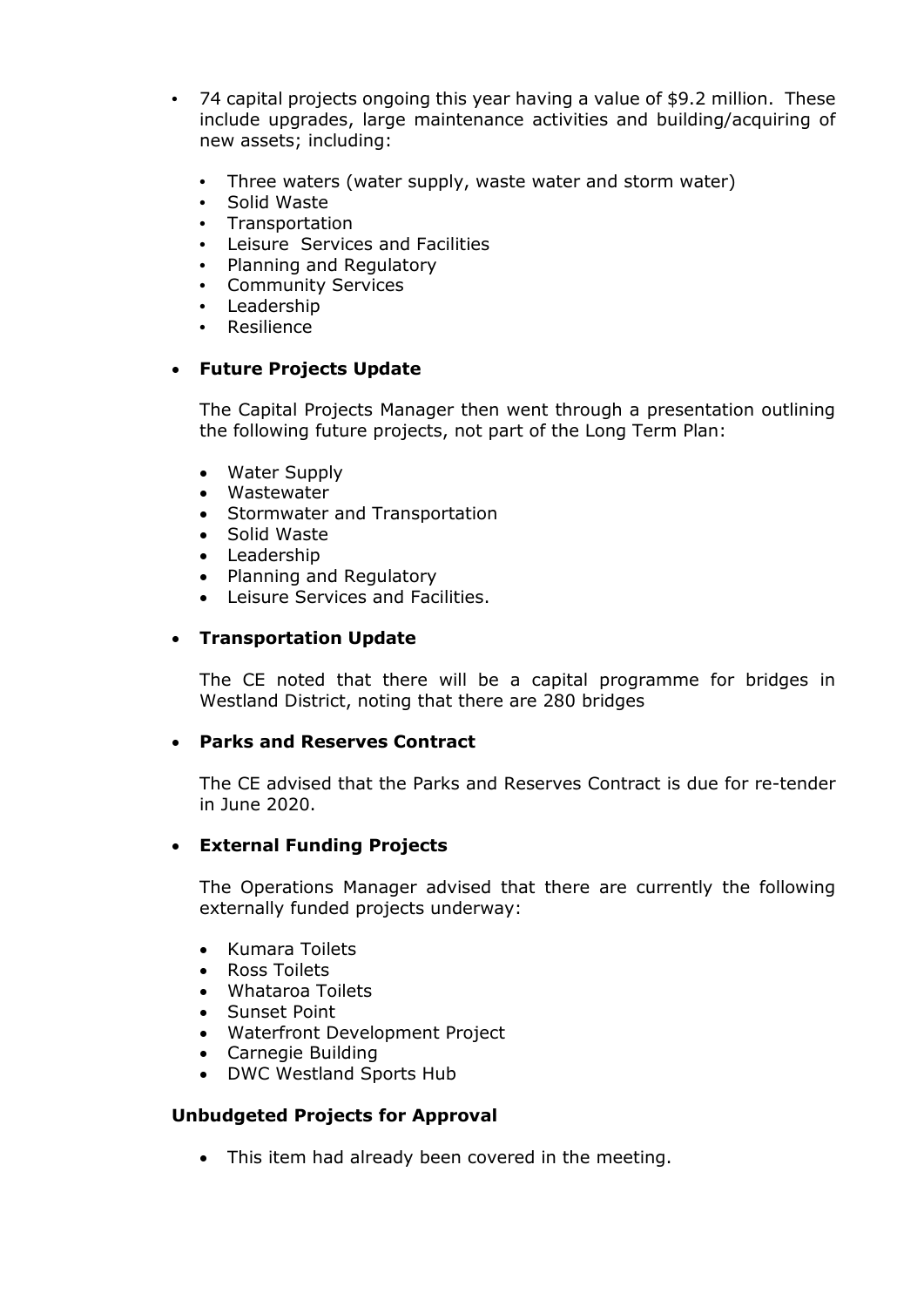- 74 capital projects ongoing this year having a value of $9.2 million. These include upgrades, large maintenance activities and building/acquiring of new assets; including:

  - Three waters (water supply, waste water and storm water)
  - Solid Waste
  - Transportation
  - Leisure Services and Facilities
  - Planning and Regulatory
  - Community Services
  - Leadership
  - Resilience

- **Future Projects Update**

  The Capital Projects Manager then went through a presentation outlining the following future projects, not part of the Long Term Plan:

  - Water Supply
  - Wastewater
  - Stormwater and Transportation
  - Solid Waste
  - Leadership
  - Planning and Regulatory
  - Leisure Services and Facilities.

- **Transportation Update**

  The CE noted that there will be a capital programme for bridges in Westland District, noting that there are 280 bridges

- **Parks and Reserves Contract**

  The CE advised that the Parks and Reserves Contract is due for re-tender in June 2020.

- **External Funding Projects**

  The Operations Manager advised that there are currently the following externally funded projects underway:

  - Kumara Toilets
  - Ross Toilets
  - Whataroa Toilets
  - Sunset Point
  - Waterfront Development Project
  - Carnegie Building
  - DWC Westland Sports Hub

**Unbudgeted Projects for Approval**

- This item had already been covered in the meeting.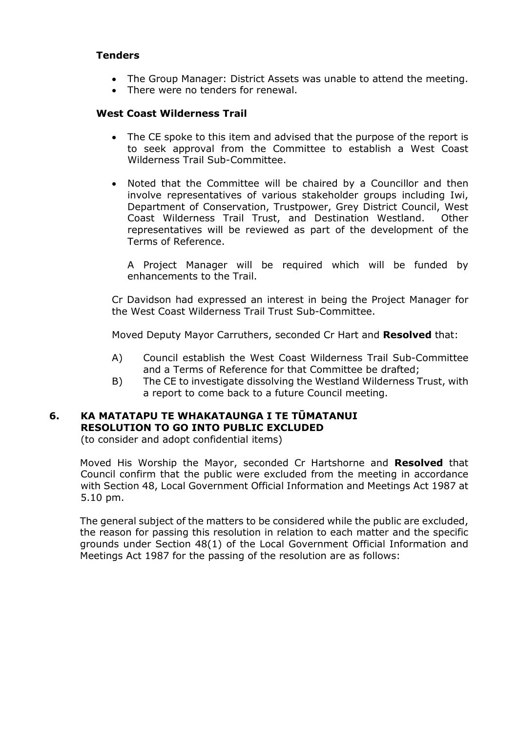**Tenders**

- The Group Manager: District Assets was unable to attend the meeting.
- There were no tenders for renewal.

**West Coast Wilderness Trail**

- The CE spoke to this item and advised that the purpose of the report is to seek approval from the Committee to establish a West Coast Wilderness Trail Sub-Committee.
- Noted that the Committee will be chaired by a Councillor and then involve representatives of various stakeholder groups including Iwi, Department of Conservation, Trustpower, Grey District Council, West Coast Wilderness Trail Trust, and Destination Westland. Other representatives will be reviewed as part of the development of the Terms of Reference.

  A Project Manager will be required which will be funded by enhancements to the Trail.

Cr Davidson had expressed an interest in being the Project Manager for the West Coast Wilderness Trail Trust Sub-Committee.

Moved Deputy Mayor Carruthers, seconded Cr Hart and **Resolved** that:

A) Council establish the West Coast Wilderness Trail Sub-Committee and a Terms of Reference for that Committee be drafted;

B) The CE to investigate dissolving the Westland Wilderness Trust, with a report to come back to a future Council meeting.

## 6. KA MATATAPU TE WHAKATAUNGA I TE TŪMATANUI RESOLUTION TO GO INTO PUBLIC EXCLUDED

(to consider and adopt confidential items)

Moved His Worship the Mayor, seconded Cr Hartshorne and **Resolved** that Council confirm that the public were excluded from the meeting in accordance with Section 48, Local Government Official Information and Meetings Act 1987 at 5.10 pm.

The general subject of the matters to be considered while the public are excluded, the reason for passing this resolution in relation to each matter and the specific grounds under Section 48(1) of the Local Government Official Information and Meetings Act 1987 for the passing of the resolution are as follows: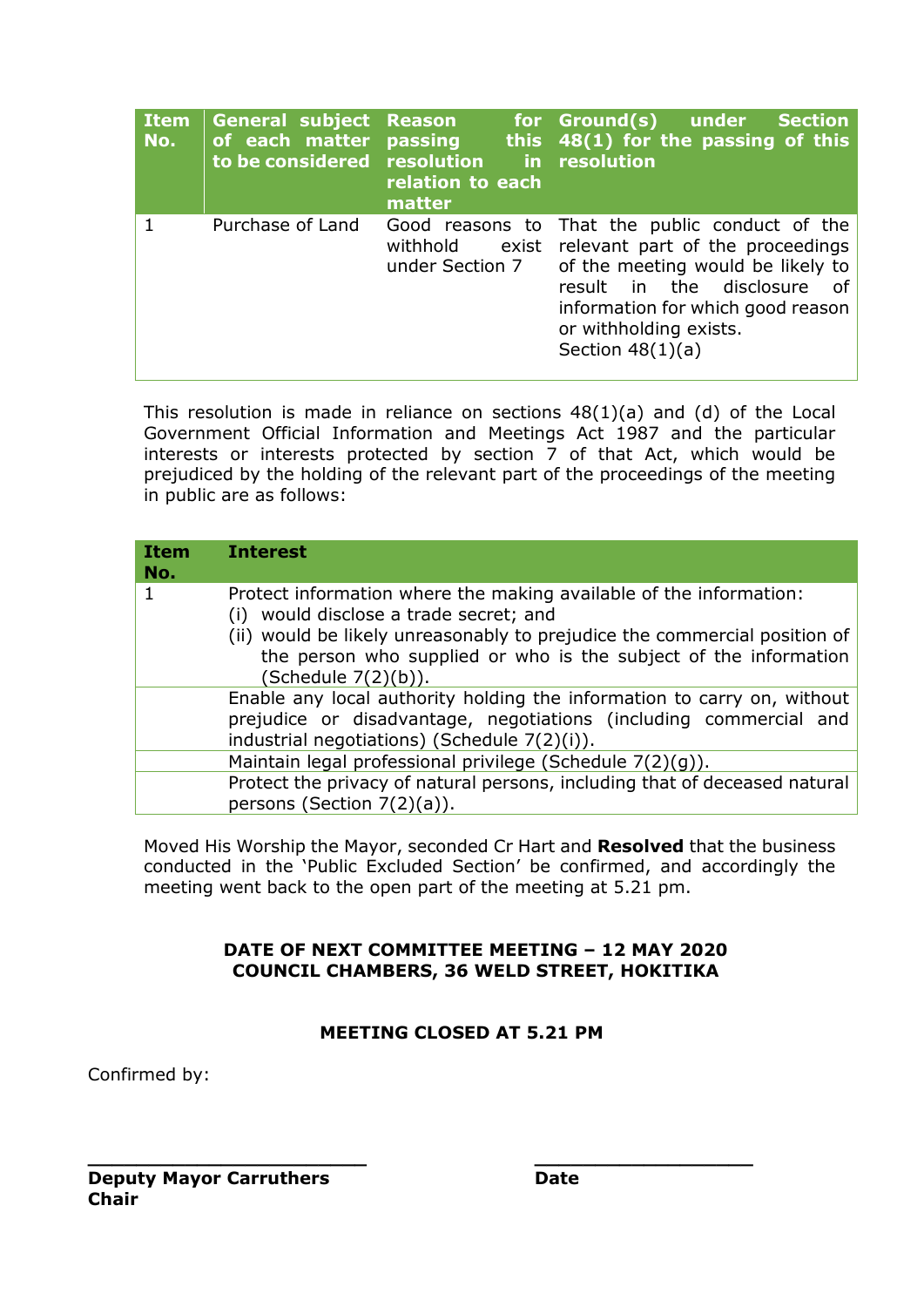| Item No. | General subject of each matter to be considered | Reason for passing this resolution in relation to each matter | Ground(s) under Section 48(1) for the passing of this resolution |
|---|---|---|---|
| 1 | Purchase of Land | Good reasons to withhold exist under Section 7 | That the public conduct of the relevant part of the proceedings of the meeting would be likely to result in the disclosure of information for which good reason or withholding exists. Section 48(1)(a) |

This resolution is made in reliance on sections 48(1)(a) and (d) of the Local Government Official Information and Meetings Act 1987 and the particular interests or interests protected by section 7 of that Act, which would be prejudiced by the holding of the relevant part of the proceedings of the meeting in public are as follows:

| Item No. | Interest |
|---|---|
| 1 | Protect information where the making available of the information: (i) would disclose a trade secret; and (ii) would be likely unreasonably to prejudice the commercial position of the person who supplied or who is the subject of the information (Schedule 7(2)(b)). |
| | Enable any local authority holding the information to carry on, without prejudice or disadvantage, negotiations (including commercial and industrial negotiations) (Schedule 7(2)(i)). |
| | Maintain legal professional privilege (Schedule 7(2)(g)). |
| | Protect the privacy of natural persons, including that of deceased natural persons (Section 7(2)(a)). |

Moved His Worship the Mayor, seconded Cr Hart and **Resolved** that the business conducted in the 'Public Excluded Section' be confirmed, and accordingly the meeting went back to the open part of the meeting at 5.21 pm.

**DATE OF NEXT COMMITTEE MEETING – 12 MAY 2020**
**COUNCIL CHAMBERS, 36 WELD STREET, HOKITIKA**

**MEETING CLOSED AT 5.21 PM**

Confirmed by:

\_\_\_\_\_\_\_\_\_\_\_\_\_\_\_\_\_\_\_\_\_\_\_\_\_\_\_\_ \_\_\_\_\_\_\_\_\_\_\_\_\_\_\_\_\_\_\_\_\_\_
**Deputy Mayor Carruthers** **Date**
**Chair**